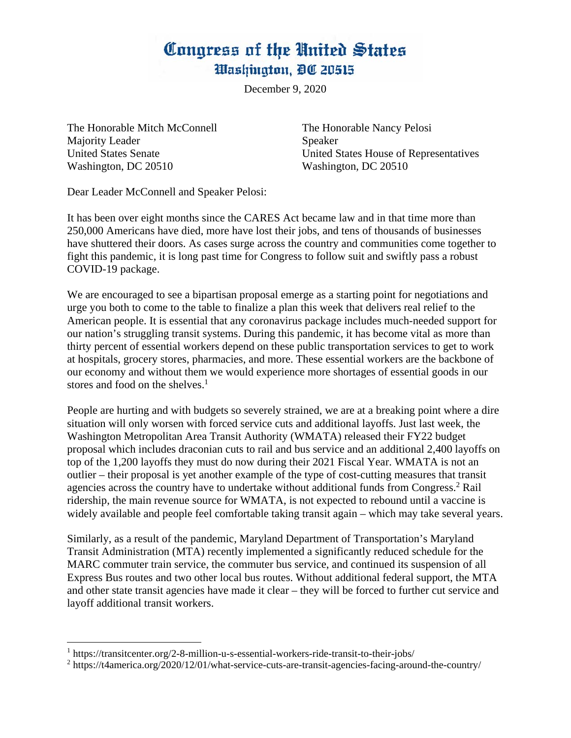# Congress of the United States
## Washington, DC 20515

December 9, 2020

The Honorable Mitch McConnell
Majority Leader
United States Senate
Washington, DC 20510

The Honorable Nancy Pelosi
Speaker
United States House of Representatives
Washington, DC 20510

Dear Leader McConnell and Speaker Pelosi:

It has been over eight months since the CARES Act became law and in that time more than 250,000 Americans have died, more have lost their jobs, and tens of thousands of businesses have shuttered their doors. As cases surge across the country and communities come together to fight this pandemic, it is long past time for Congress to follow suit and swiftly pass a robust COVID-19 package.

We are encouraged to see a bipartisan proposal emerge as a starting point for negotiations and urge you both to come to the table to finalize a plan this week that delivers real relief to the American people. It is essential that any coronavirus package includes much-needed support for our nation's struggling transit systems. During this pandemic, it has become vital as more than thirty percent of essential workers depend on these public transportation services to get to work at hospitals, grocery stores, pharmacies, and more. These essential workers are the backbone of our economy and without them we would experience more shortages of essential goods in our stores and food on the shelves.[1]

People are hurting and with budgets so severely strained, we are at a breaking point where a dire situation will only worsen with forced service cuts and additional layoffs. Just last week, the Washington Metropolitan Area Transit Authority (WMATA) released their FY22 budget proposal which includes draconian cuts to rail and bus service and an additional 2,400 layoffs on top of the 1,200 layoffs they must do now during their 2021 Fiscal Year. WMATA is not an outlier – their proposal is yet another example of the type of cost-cutting measures that transit agencies across the country have to undertake without additional funds from Congress.[2] Rail ridership, the main revenue source for WMATA, is not expected to rebound until a vaccine is widely available and people feel comfortable taking transit again – which may take several years.

Similarly, as a result of the pandemic, Maryland Department of Transportation's Maryland Transit Administration (MTA) recently implemented a significantly reduced schedule for the MARC commuter train service, the commuter bus service, and continued its suspension of all Express Bus routes and two other local bus routes. Without additional federal support, the MTA and other state transit agencies have made it clear – they will be forced to further cut service and layoff additional transit workers.

---

[1] https://transitcenter.org/2-8-million-u-s-essential-workers-ride-transit-to-their-jobs/

[2] https://t4america.org/2020/12/01/what-service-cuts-are-transit-agencies-facing-around-the-country/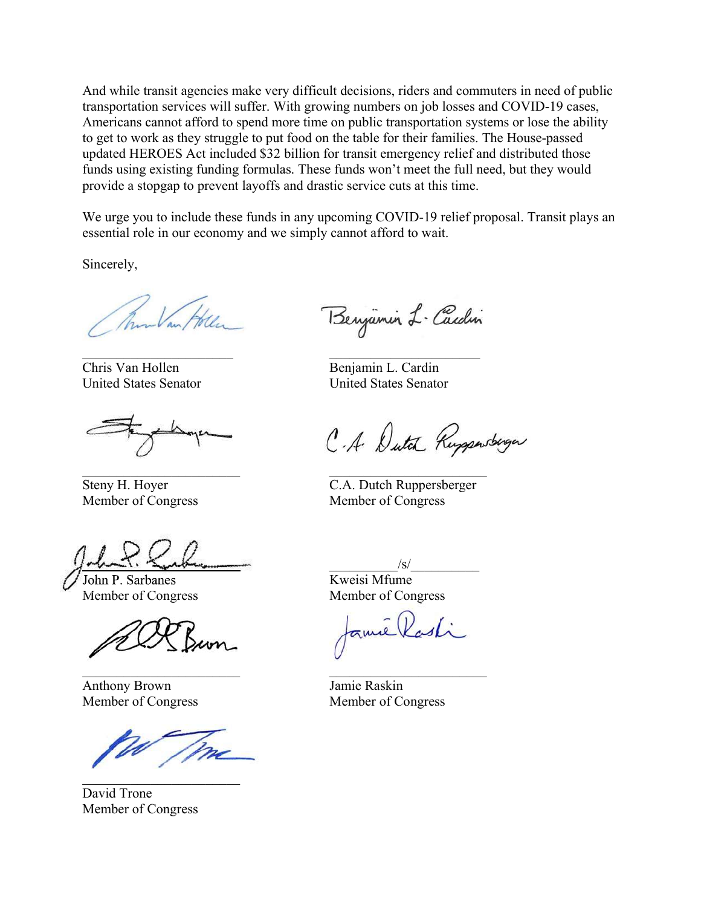And while transit agencies make very difficult decisions, riders and commuters in need of public transportation services will suffer. With growing numbers on job losses and COVID-19 cases, Americans cannot afford to spend more time on public transportation systems or lose the ability to get to work as they struggle to put food on the table for their families. The House-passed updated HEROES Act included $32 billion for transit emergency relief and distributed those funds using existing funding formulas. These funds won't meet the full need, but they would provide a stopgap to prevent layoffs and drastic service cuts at this time.

We urge you to include these funds in any upcoming COVID-19 relief proposal. Transit plays an essential role in our economy and we simply cannot afford to wait.

Sincerely,

Chris Van Hollen
United States Senator

Benjamin L. Cardin
United States Senator

Steny H. Hoyer
Member of Congress

C.A. Dutch Ruppersberger
Member of Congress

John P. Sarbanes
Member of Congress

/s/
Kweisi Mfume
Member of Congress

Anthony Brown
Member of Congress

Jamie Raskin
Member of Congress

David Trone
Member of Congress